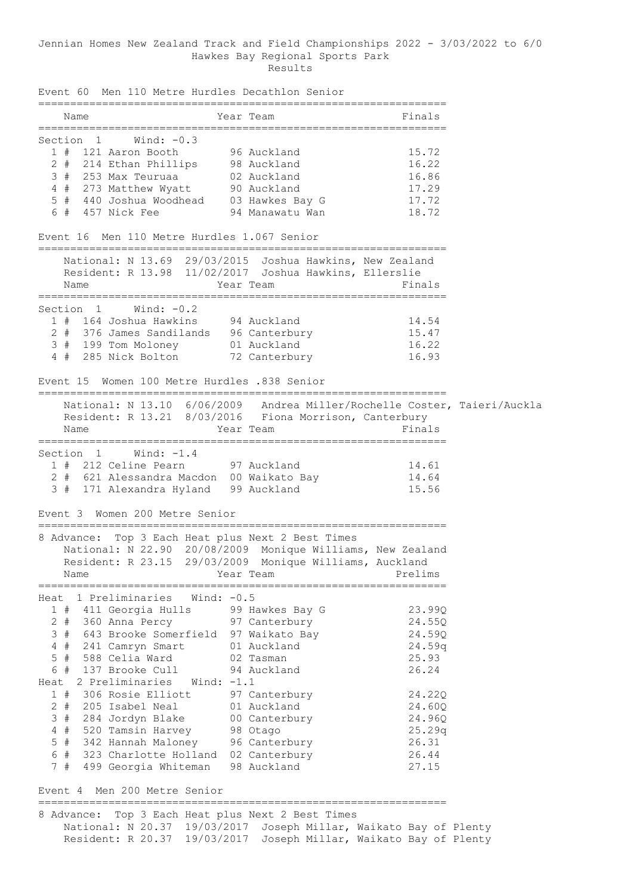# Jennian Homes New Zealand Track and Field Championships 2022 - 3/03/2022 to 6/0

Hawkes Bay Regional Sports Park

Results

## Event 60 Men 110 Metre Hurdles Decathlon Senior

Section 1 Wind: -0.3

| Place | Name | Year | Team | Finals |
|---|---|---|---|---|
| 1 # | 121 Aaron Booth | 96 | Auckland | 15.72 |
| 2 # | 214 Ethan Phillips | 98 | Auckland | 16.22 |
| 3 # | 253 Max Teuruaa | 02 | Auckland | 16.86 |
| 4 # | 273 Matthew Wyatt | 90 | Auckland | 17.29 |
| 5 # | 440 Joshua Woodhead | 03 | Hawkes Bay G | 17.72 |
| 6 # | 457 Nick Fee | 94 | Manawatu Wan | 18.72 |

## Event 16 Men 110 Metre Hurdles 1.067 Senior

National: N 13.69 29/03/2015 Joshua Hawkins, New Zealand
Resident: R 13.98 11/02/2017 Joshua Hawkins, Ellerslie

Section 1 Wind: -0.2

| Place | Name | Year | Team | Finals |
|---|---|---|---|---|
| 1 # | 164 Joshua Hawkins | 94 | Auckland | 14.54 |
| 2 # | 376 James Sandilands | 96 | Canterbury | 15.47 |
| 3 # | 199 Tom Moloney | 01 | Auckland | 16.22 |
| 4 # | 285 Nick Bolton | 72 | Canterbury | 16.93 |

## Event 15 Women 100 Metre Hurdles .838 Senior

National: N 13.10 6/06/2009 Andrea Miller/Rochelle Coster, Taieri/Auckla
Resident: R 13.21 8/03/2016 Fiona Morrison, Canterbury

Section 1 Wind: -1.4

| Place | Name | Year | Team | Finals |
|---|---|---|---|---|
| 1 # | 212 Celine Pearn | 97 | Auckland | 14.61 |
| 2 # | 621 Alessandra Macdon | 00 | Waikato Bay | 14.64 |
| 3 # | 171 Alexandra Hyland | 99 | Auckland | 15.56 |

## Event 3 Women 200 Metre Senior

8 Advance: Top 3 Each Heat plus Next 2 Best Times
National: N 22.90 20/08/2009 Monique Williams, New Zealand
Resident: R 23.15 29/03/2009 Monique Williams, Auckland

Heat 1 Preliminaries Wind: -0.5

| Place | Name | Year | Team | Prelims |
|---|---|---|---|---|
| 1 # | 411 Georgia Hulls | 99 | Hawkes Bay G | 23.99Q |
| 2 # | 360 Anna Percy | 97 | Canterbury | 24.55Q |
| 3 # | 643 Brooke Somerfield | 97 | Waikato Bay | 24.59Q |
| 4 # | 241 Camryn Smart | 01 | Auckland | 24.59q |
| 5 # | 588 Celia Ward | 02 | Tasman | 25.93 |
| 6 # | 137 Brooke Cull | 94 | Auckland | 26.24 |

Heat 2 Preliminaries Wind: -1.1

| Place | Name | Year | Team | Prelims |
|---|---|---|---|---|
| 1 # | 306 Rosie Elliott | 97 | Canterbury | 24.22Q |
| 2 # | 205 Isabel Neal | 01 | Auckland | 24.60Q |
| 3 # | 284 Jordyn Blake | 00 | Canterbury | 24.96Q |
| 4 # | 520 Tamsin Harvey | 98 | Otago | 25.29q |
| 5 # | 342 Hannah Maloney | 96 | Canterbury | 26.31 |
| 6 # | 323 Charlotte Holland | 02 | Canterbury | 26.44 |
| 7 # | 499 Georgia Whiteman | 98 | Auckland | 27.15 |

## Event 4 Men 200 Metre Senior

8 Advance: Top 3 Each Heat plus Next 2 Best Times
National: N 20.37 19/03/2017 Joseph Millar, Waikato Bay of Plenty
Resident: R 20.37 19/03/2017 Joseph Millar, Waikato Bay of Plenty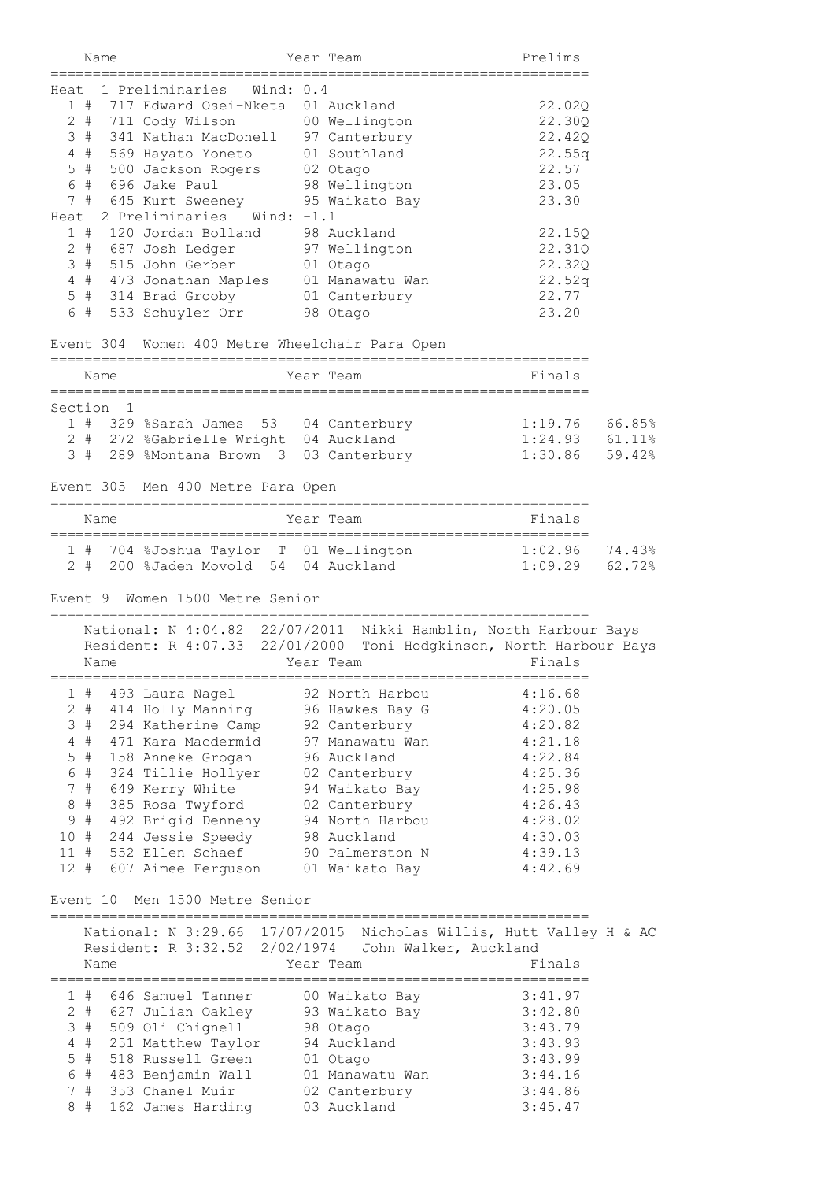| Name | Year | Team | Prelims |
|---|---|---|---|
| **Heat 1 Preliminaries Wind: 0.4** | | | |
| 1 # 717 Edward Osei-Nketa | 01 | Auckland | 22.02Q |
| 2 # 711 Cody Wilson | 00 | Wellington | 22.30Q |
| 3 # 341 Nathan MacDonell | 97 | Canterbury | 22.42Q |
| 4 # 569 Hayato Yoneto | 01 | Southland | 22.55q |
| 5 # 500 Jackson Rogers | 02 | Otago | 22.57 |
| 6 # 696 Jake Paul | 98 | Wellington | 23.05 |
| 7 # 645 Kurt Sweeney | 95 | Waikato Bay | 23.30 |
| **Heat 2 Preliminaries Wind: -1.1** | | | |
| 1 # 120 Jordan Bolland | 98 | Auckland | 22.15Q |
| 2 # 687 Josh Ledger | 97 | Wellington | 22.31Q |
| 3 # 515 John Gerber | 01 | Otago | 22.32Q |
| 4 # 473 Jonathan Maples | 01 | Manawatu Wan | 22.52q |
| 5 # 314 Brad Grooby | 01 | Canterbury | 22.77 |
| 6 # 533 Schuyler Orr | 98 | Otago | 23.20 |

## Event 304 Women 400 Metre Wheelchair Para Open

| Name | Year | Team | Finals | |
|---|---|---|---|---|
| **Section 1** | | | | |
| 1 # 329 %Sarah James 53 | 04 | Canterbury | 1:19.76 | 66.85% |
| 2 # 272 %Gabrielle Wright | 04 | Auckland | 1:24.93 | 61.11% |
| 3 # 289 %Montana Brown 3 | 03 | Canterbury | 1:30.86 | 59.42% |

## Event 305 Men 400 Metre Para Open

| Name | Year | Team | Finals | |
|---|---|---|---|---|
| 1 # 704 %Joshua Taylor T | 01 | Wellington | 1:02.96 | 74.43% |
| 2 # 200 %Jaden Movold 54 | 04 | Auckland | 1:09.29 | 62.72% |

## Event 9 Women 1500 Metre Senior

National: N 4:04.82 22/07/2011 Nikki Hamblin, North Harbour Bays
Resident: R 4:07.33 22/01/2000 Toni Hodgkinson, North Harbour Bays

| Name | Year | Team | Finals |
|---|---|---|---|
| 1 # 493 Laura Nagel | 92 | North Harbou | 4:16.68 |
| 2 # 414 Holly Manning | 96 | Hawkes Bay G | 4:20.05 |
| 3 # 294 Katherine Camp | 92 | Canterbury | 4:20.82 |
| 4 # 471 Kara Macdermid | 97 | Manawatu Wan | 4:21.18 |
| 5 # 158 Anneke Grogan | 96 | Auckland | 4:22.84 |
| 6 # 324 Tillie Hollyer | 02 | Canterbury | 4:25.36 |
| 7 # 649 Kerry White | 94 | Waikato Bay | 4:25.98 |
| 8 # 385 Rosa Twyford | 02 | Canterbury | 4:26.43 |
| 9 # 492 Brigid Dennehy | 94 | North Harbou | 4:28.02 |
| 10 # 244 Jessie Speedy | 98 | Auckland | 4:30.03 |
| 11 # 552 Ellen Schaef | 90 | Palmerston N | 4:39.13 |
| 12 # 607 Aimee Ferguson | 01 | Waikato Bay | 4:42.69 |

## Event 10 Men 1500 Metre Senior

National: N 3:29.66 17/07/2015 Nicholas Willis, Hutt Valley H & AC
Resident: R 3:32.52 2/02/1974 John Walker, Auckland

| Name | Year | Team | Finals |
|---|---|---|---|
| 1 # 646 Samuel Tanner | 00 | Waikato Bay | 3:41.97 |
| 2 # 627 Julian Oakley | 93 | Waikato Bay | 3:42.80 |
| 3 # 509 Oli Chignell | 98 | Otago | 3:43.79 |
| 4 # 251 Matthew Taylor | 94 | Auckland | 3:43.93 |
| 5 # 518 Russell Green | 01 | Otago | 3:43.99 |
| 6 # 483 Benjamin Wall | 01 | Manawatu Wan | 3:44.16 |
| 7 # 353 Chanel Muir | 02 | Canterbury | 3:44.86 |
| 8 # 162 James Harding | 03 | Auckland | 3:45.47 |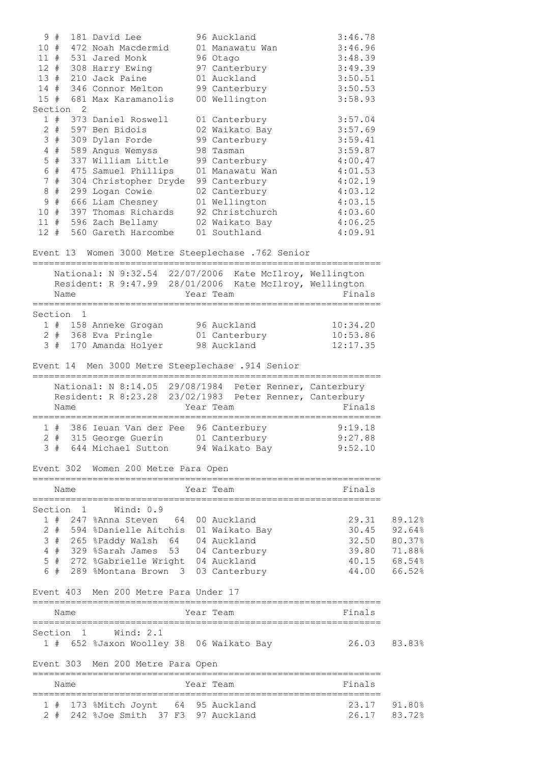| Place | | Bib | Name | Year | Team | Finals |
|---|---|---|---|---|---|---|
| 9 | # | 181 | David Lee | 96 | Auckland | 3:46.78 |
| 10 | # | 472 | Noah Macdermid | 01 | Manawatu Wan | 3:46.96 |
| 11 | # | 531 | Jared Monk | 96 | Otago | 3:48.39 |
| 12 | # | 308 | Harry Ewing | 97 | Canterbury | 3:49.39 |
| 13 | # | 210 | Jack Paine | 01 | Auckland | 3:50.51 |
| 14 | # | 346 | Connor Melton | 99 | Canterbury | 3:50.53 |
| 15 | # | 681 | Max Karamanolis | 00 | Wellington | 3:58.93 |

Section 2

| Place | | Bib | Name | Year | Team | Finals |
|---|---|---|---|---|---|---|
| 1 | # | 373 | Daniel Roswell | 01 | Canterbury | 3:57.04 |
| 2 | # | 597 | Ben Bidois | 02 | Waikato Bay | 3:57.69 |
| 3 | # | 309 | Dylan Forde | 99 | Canterbury | 3:59.41 |
| 4 | # | 589 | Angus Wemyss | 98 | Tasman | 3:59.87 |
| 5 | # | 337 | William Little | 99 | Canterbury | 4:00.47 |
| 6 | # | 475 | Samuel Phillips | 01 | Manawatu Wan | 4:01.53 |
| 7 | # | 304 | Christopher Dryde | 99 | Canterbury | 4:02.19 |
| 8 | # | 299 | Logan Cowie | 02 | Canterbury | 4:03.12 |
| 9 | # | 666 | Liam Chesney | 01 | Wellington | 4:03.15 |
| 10 | # | 397 | Thomas Richards | 92 | Christchurch | 4:03.60 |
| 11 | # | 596 | Zach Bellamy | 02 | Waikato Bay | 4:06.25 |
| 12 | # | 560 | Gareth Harcombe | 01 | Southland | 4:09.91 |

## Event 13 Women 3000 Metre Steeplechase .762 Senior

National: N 9:32.54 22/07/2006 Kate McIlroy, Wellington
Resident: R 9:47.99 28/01/2006 Kate McIlroy, Wellington

Section 1

| Place | | Bib | Name | Year | Team | Finals |
|---|---|---|---|---|---|---|
| 1 | # | 158 | Anneke Grogan | 96 | Auckland | 10:34.20 |
| 2 | # | 368 | Eva Pringle | 01 | Canterbury | 10:53.86 |
| 3 | # | 170 | Amanda Holyer | 98 | Auckland | 12:17.35 |

## Event 14 Men 3000 Metre Steeplechase .914 Senior

National: N 8:14.05 29/08/1984 Peter Renner, Canterbury
Resident: R 8:23.28 23/02/1983 Peter Renner, Canterbury

| Place | | Bib | Name | Year | Team | Finals |
|---|---|---|---|---|---|---|
| 1 | # | 386 | Ieuan Van der Pee | 96 | Canterbury | 9:19.18 |
| 2 | # | 315 | George Guerin | 01 | Canterbury | 9:27.88 |
| 3 | # | 644 | Michael Sutton | 94 | Waikato Bay | 9:52.10 |

## Event 302 Women 200 Metre Para Open

Section 1 Wind: 0.9

| Place | | Bib | Name | Year | Team | Finals | |
|---|---|---|---|---|---|---|---|
| 1 | # | 247 | %Anna Steven 64 | 00 | Auckland | 29.31 | 89.12% |
| 2 | # | 594 | %Danielle Aitchis | 01 | Waikato Bay | 30.45 | 92.64% |
| 3 | # | 265 | %Paddy Walsh 64 | 04 | Auckland | 32.50 | 80.37% |
| 4 | # | 329 | %Sarah James 53 | 04 | Canterbury | 39.80 | 71.88% |
| 5 | # | 272 | %Gabrielle Wright | 04 | Auckland | 40.15 | 68.54% |
| 6 | # | 289 | %Montana Brown 3 | 03 | Canterbury | 44.00 | 66.52% |

## Event 403 Men 200 Metre Para Under 17

Section 1 Wind: 2.1

| Place | | Bib | Name | Year | Team | Finals | |
|---|---|---|---|---|---|---|---|
| 1 | # | 652 | %Jaxon Woolley 38 | 06 | Waikato Bay | 26.03 | 83.83% |

## Event 303 Men 200 Metre Para Open

| Place | | Bib | Name | Year | Team | Finals | |
|---|---|---|---|---|---|---|---|
| 1 | # | 173 | %Mitch Joynt 64 | 95 | Auckland | 23.17 | 91.80% |
| 2 | # | 242 | %Joe Smith 37 F3 | 97 | Auckland | 26.17 | 83.72% |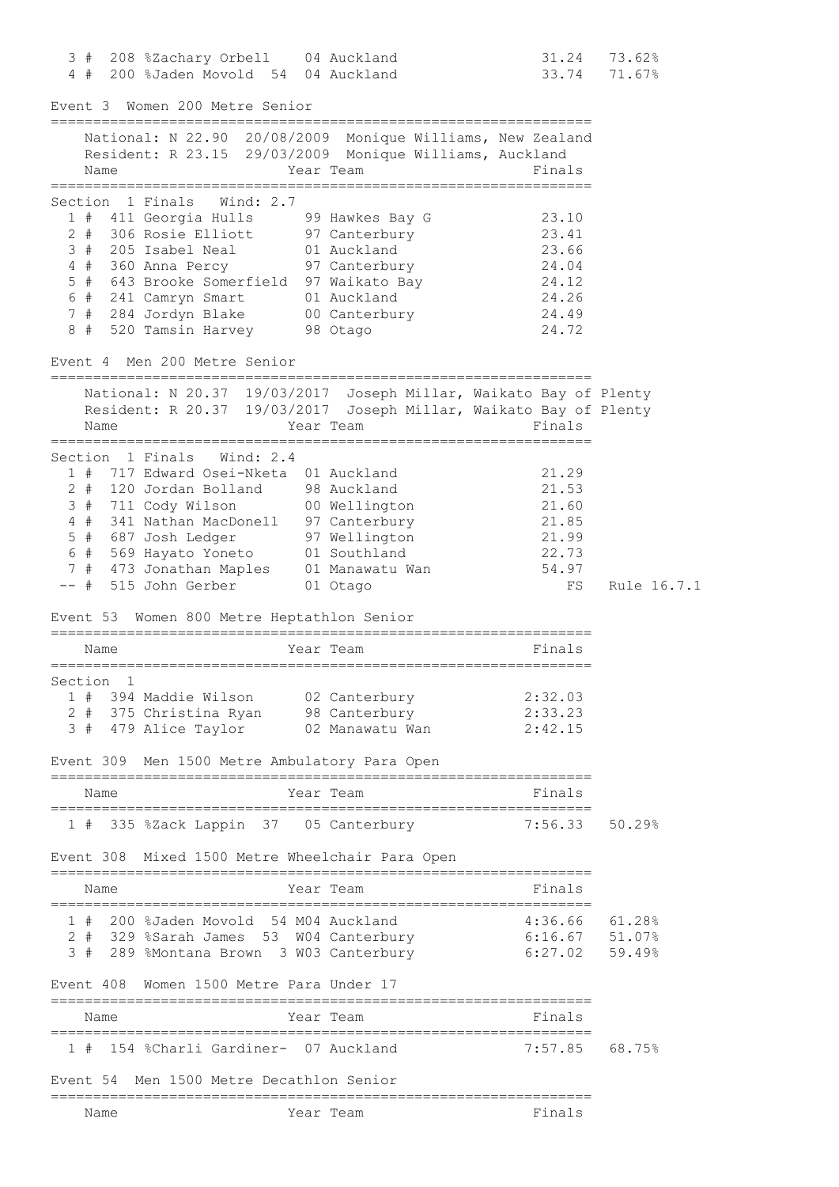| | | | | | |
|---|---|---|---|---|---|
| 3 # | 208 %Zachary Orbell | 04 | Auckland | 31.24 | 73.62% |
| 4 # | 200 %Jaden Movold 54 | 04 | Auckland | 33.74 | 71.67% |

## Event 3 Women 200 Metre Senior

National: N 22.90 20/08/2009 Monique Williams, New Zealand
Resident: R 23.15 29/03/2009 Monique Williams, Auckland

Section 1 Finals Wind: 2.7

| | Name | Year | Team | Finals |
|---|---|---|---|---|
| 1 # | 411 Georgia Hulls | 99 | Hawkes Bay G | 23.10 |
| 2 # | 306 Rosie Elliott | 97 | Canterbury | 23.41 |
| 3 # | 205 Isabel Neal | 01 | Auckland | 23.66 |
| 4 # | 360 Anna Percy | 97 | Canterbury | 24.04 |
| 5 # | 643 Brooke Somerfield | 97 | Waikato Bay | 24.12 |
| 6 # | 241 Camryn Smart | 01 | Auckland | 24.26 |
| 7 # | 284 Jordyn Blake | 00 | Canterbury | 24.49 |
| 8 # | 520 Tamsin Harvey | 98 | Otago | 24.72 |

## Event 4 Men 200 Metre Senior

National: N 20.37 19/03/2017 Joseph Millar, Waikato Bay of Plenty
Resident: R 20.37 19/03/2017 Joseph Millar, Waikato Bay of Plenty

Section 1 Finals Wind: 2.4

| | Name | Year | Team | Finals | |
|---|---|---|---|---|---|
| 1 # | 717 Edward Osei-Nketa | 01 | Auckland | 21.29 | |
| 2 # | 120 Jordan Bolland | 98 | Auckland | 21.53 | |
| 3 # | 711 Cody Wilson | 00 | Wellington | 21.60 | |
| 4 # | 341 Nathan MacDonell | 97 | Canterbury | 21.85 | |
| 5 # | 687 Josh Ledger | 97 | Wellington | 21.99 | |
| 6 # | 569 Hayato Yoneto | 01 | Southland | 22.73 | |
| 7 # | 473 Jonathan Maples | 01 | Manawatu Wan | 54.97 | |
| -- # | 515 John Gerber | 01 | Otago | FS | Rule 16.7.1 |

## Event 53 Women 800 Metre Heptathlon Senior

Section 1

| | Name | Year | Team | Finals |
|---|---|---|---|---|
| 1 # | 394 Maddie Wilson | 02 | Canterbury | 2:32.03 |
| 2 # | 375 Christina Ryan | 98 | Canterbury | 2:33.23 |
| 3 # | 479 Alice Taylor | 02 | Manawatu Wan | 2:42.15 |

## Event 309 Men 1500 Metre Ambulatory Para Open

| | Name | Year | Team | Finals | |
|---|---|---|---|---|---|
| 1 # | 335 %Zack Lappin 37 | 05 | Canterbury | 7:56.33 | 50.29% |

## Event 308 Mixed 1500 Metre Wheelchair Para Open

| | Name | Year | Team | Finals | |
|---|---|---|---|---|---|
| 1 # | 200 %Jaden Movold 54 | M04 | Auckland | 4:36.66 | 61.28% |
| 2 # | 329 %Sarah James 53 | W04 | Canterbury | 6:16.67 | 51.07% |
| 3 # | 289 %Montana Brown 3 | W03 | Canterbury | 6:27.02 | 59.49% |

## Event 408 Women 1500 Metre Para Under 17

| | Name | Year | Team | Finals | |
|---|---|---|---|---|---|
| 1 # | 154 %Charli Gardiner- | 07 | Auckland | 7:57.85 | 68.75% |

## Event 54 Men 1500 Metre Decathlon Senior

| Name | Year | Team | Finals |
|---|---|---|---|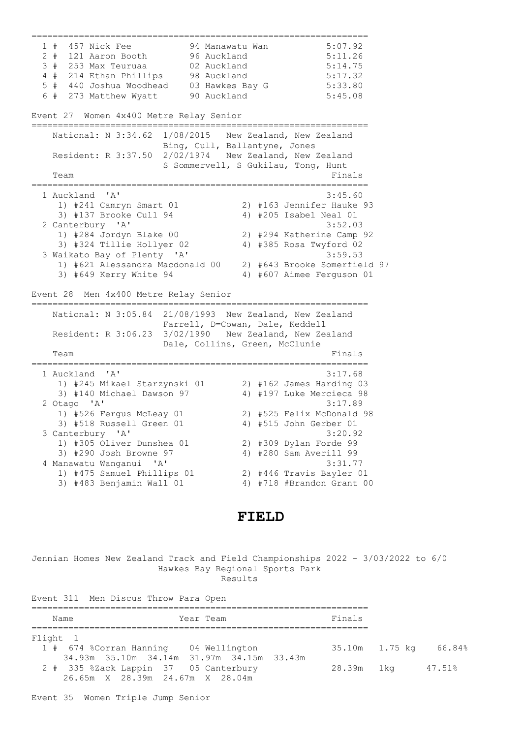| Place | Name | Year Team | Finals |
|---|---|---|---|
| 1 # | 457 Nick Fee | 94 Manawatu Wan | 5:07.92 |
| 2 # | 121 Aaron Booth | 96 Auckland | 5:11.26 |
| 3 # | 253 Max Teuruaa | 02 Auckland | 5:14.75 |
| 4 # | 214 Ethan Phillips | 98 Auckland | 5:17.32 |
| 5 # | 440 Joshua Woodhead | 03 Hawkes Bay G | 5:33.80 |
| 6 # | 273 Matthew Wyatt | 90 Auckland | 5:45.08 |

## Event 27 Women 4x400 Metre Relay Senior

National: N 3:34.62 1/08/2015 New Zealand, New Zealand
Bing, Cull, Ballantyne, Jones

Resident: R 3:37.50 2/02/1974 New Zealand, New Zealand
S Sommervell, S Gukilau, Tong, Hunt

| Team | Finals |
|---|---|
| 1 Auckland 'A' | 3:45.60 |
| 1) #241 Camryn Smart 01; 2) #163 Jennifer Hauke 93; 3) #137 Brooke Cull 94; 4) #205 Isabel Neal 01 | |
| 2 Canterbury 'A' | 3:52.03 |
| 1) #284 Jordyn Blake 00; 2) #294 Katherine Camp 92; 3) #324 Tillie Hollyer 02; 4) #385 Rosa Twyford 02 | |
| 3 Waikato Bay of Plenty 'A' | 3:59.53 |
| 1) #621 Alessandra Macdonald 00; 2) #643 Brooke Somerfield 97; 3) #649 Kerry White 94; 4) #607 Aimee Ferguson 01 | |

## Event 28 Men 4x400 Metre Relay Senior

National: N 3:05.84 21/08/1993 New Zealand, New Zealand
Farrell, D=Cowan, Dale, Keddell

Resident: R 3:06.23 3/02/1990 New Zealand, New Zealand
Dale, Collins, Green, McClunie

| Team | Finals |
|---|---|
| 1 Auckland 'A' | 3:17.68 |
| 1) #245 Mikael Starzynski 01; 2) #162 James Harding 03; 3) #140 Michael Dawson 97; 4) #197 Luke Mercieca 98 | |
| 2 Otago 'A' | 3:17.89 |
| 1) #526 Fergus McLeay 01; 2) #525 Felix McDonald 98; 3) #518 Russell Green 01; 4) #515 John Gerber 01 | |
| 3 Canterbury 'A' | 3:20.92 |
| 1) #305 Oliver Dunshea 01; 2) #309 Dylan Forde 99; 3) #290 Josh Browne 97; 4) #280 Sam Averill 99 | |
| 4 Manawatu Wanganui 'A' | 3:31.77 |
| 1) #475 Samuel Phillips 01; 2) #446 Travis Bayler 01; 3) #483 Benjamin Wall 01; 4) #718 #Brandon Grant 00 | |

# FIELD

Jennian Homes New Zealand Track and Field Championships 2022 - 3/03/2022 to 6/0
Hawkes Bay Regional Sports Park
Results

## Event 311 Men Discus Throw Para Open

| Name | Year Team | Finals | | |
|---|---|---|---|---|
| Flight 1 | | | | |
| 1 # 674 %Corran Hanning | 04 Wellington | 35.10m | 1.75 kg | 66.84% |
| 34.93m 35.10m 34.14m 31.97m 34.15m 33.43m | | | | |
| 2 # 335 %Zack Lappin 37 | 05 Canterbury | 28.39m | 1kg | 47.51% |
| 26.65m X 28.39m 24.67m X 28.04m | | | | |

## Event 35 Women Triple Jump Senior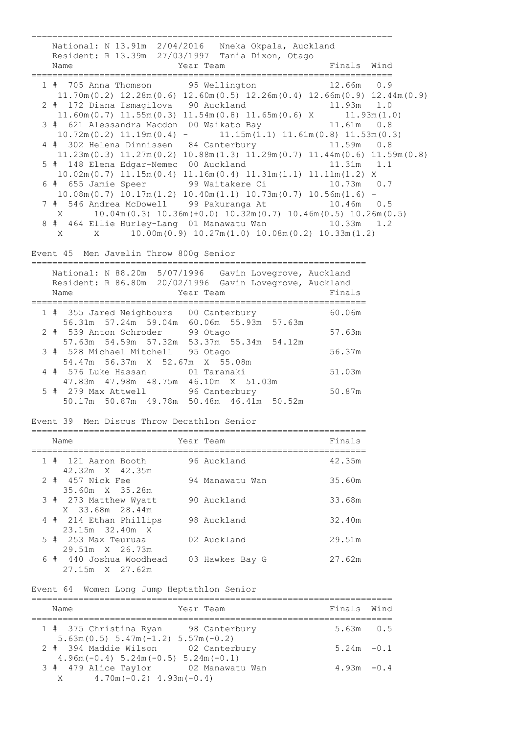```
=====================================================================
    National: N 13.91m  2/04/2016   Nneka Okpala, Auckland
    Resident: R 13.39m  27/03/1997  Tania Dixon, Otago
    Name                    Year Team                    Finals  Wind
=====================================================================
  1 #  705 Anna Thomson       95 Wellington             12.66m   0.9
     11.70m(0.2) 12.28m(0.6) 12.60m(0.5) 12.26m(0.4) 12.66m(0.9) 12.44m(0.9)
  2 #  172 Diana Ismagilova   90 Auckland               11.93m   1.0
     11.60m(0.7) 11.55m(0.3) 11.54m(0.8) 11.65m(0.6) X      11.93m(1.0)
  3 #  621 Alessandra Macdon  00 Waikato Bay            11.61m   0.8
     10.72m(0.2) 11.19m(0.4) -      11.15m(1.1) 11.61m(0.8) 11.53m(0.3)
  4 #  302 Helena Dinnissen   84 Canterbury             11.59m   0.8
     11.23m(0.3) 11.27m(0.2) 10.88m(1.3) 11.29m(0.7) 11.44m(0.6) 11.59m(0.8)
  5 #  148 Elena Edgar-Nemec  00 Auckland               11.31m   1.1
     10.02m(0.7) 11.15m(0.4) 11.16m(0.4) 11.31m(1.1) 11.11m(1.2) X
  6 #  655 Jamie Speer        99 Waitakere Ci           10.73m   0.7
     10.08m(0.7) 10.17m(1.2) 10.40m(1.1) 10.73m(0.7) 10.56m(1.6) -
  7 #  546 Andrea McDowell    99 Pakuranga At           10.46m   0.5
    X      10.04m(0.3) 10.36m(+0.0) 10.32m(0.7) 10.46m(0.5) 10.26m(0.5)
  8 #  464 Ellie Hurley-Lang  01 Manawatu Wan           10.33m   1.2
    X      X      10.00m(0.9) 10.27m(1.0) 10.08m(0.2) 10.33m(1.2)
```

Event 45  Men Javelin Throw 800g Senior

```
=================================================================
    National: N 88.20m  5/07/1996   Gavin Lovegrove, Auckland
    Resident: R 86.80m  20/02/1996  Gavin Lovegrove, Auckland
    Name                    Year Team                    Finals
=================================================================
  1 #  355 Jared Neighbours   00 Canterbury              60.06m
     56.31m  57.24m  59.04m  60.06m  55.93m  57.63m
  2 #  539 Anton Schroder     99 Otago                   57.63m
     57.63m  54.59m  57.32m  53.37m  55.34m  54.12m
  3 #  528 Michael Mitchell   95 Otago                   56.37m
     54.47m  56.37m  X  52.67m  X  55.08m
  4 #  576 Luke Hassan        01 Taranaki                51.03m
     47.83m  47.98m  48.75m  46.10m  X  51.03m
  5 #  279 Max Attwell        96 Canterbury              50.87m
     50.17m  50.87m  49.78m  50.48m  46.41m  50.52m
```

Event 39  Men Discus Throw Decathlon Senior

```
=================================================================
    Name                    Year Team                    Finals
=================================================================
  1 #  121 Aaron Booth        96 Auckland                42.35m
     42.32m  X  42.35m
  2 #  457 Nick Fee           94 Manawatu Wan            35.60m
     35.60m  X  35.28m
  3 #  273 Matthew Wyatt      90 Auckland                33.68m
     X  33.68m  28.44m
  4 #  214 Ethan Phillips     98 Auckland                32.40m
     23.15m  32.40m  X
  5 #  253 Max Teuruaa        02 Auckland                29.51m
     29.51m  X  26.73m
  6 #  440 Joshua Woodhead    03 Hawkes Bay G            27.62m
     27.15m  X  27.62m
```

Event 64  Women Long Jump Heptathlon Senior

```
=====================================================================
    Name                    Year Team                    Finals  Wind
=====================================================================
  1 #  375 Christina Ryan     98 Canterbury               5.63m   0.5
     5.63m(0.5) 5.47m(-1.2) 5.57m(-0.2)
  2 #  394 Maddie Wilson      02 Canterbury               5.24m  -0.1
     4.96m(-0.4) 5.24m(-0.5) 5.24m(-0.1)
  3 #  479 Alice Taylor       02 Manawatu Wan             4.93m  -0.4
    X      4.70m(-0.2) 4.93m(-0.4)
```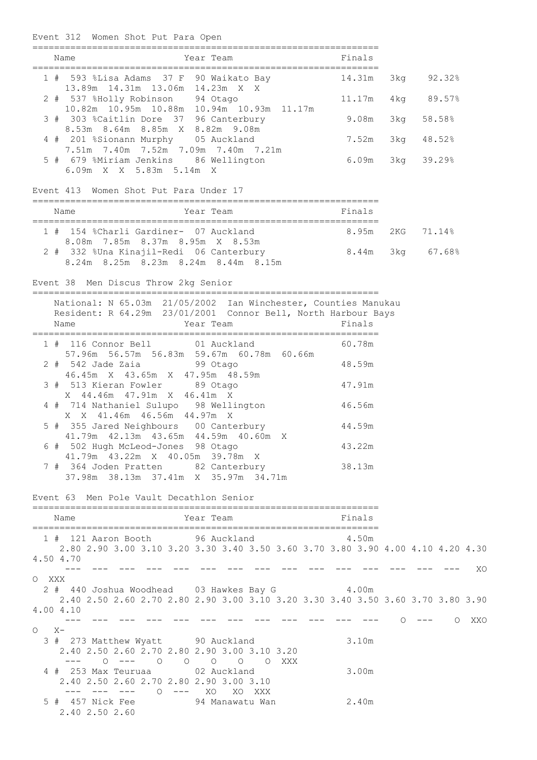## Event 312 Women Shot Put Para Open

| Place | Name | Year | Team | Finals | | |
|---|---|---|---|---|---|---|
| 1 # | 593 %Lisa Adams 37 F | 90 | Waikato Bay | 14.31m | 3kg | 92.32% |
| | 13.89m 14.31m 13.06m 14.23m X X | | | | | |
| 2 # | 537 %Holly Robinson | 94 | Otago | 11.17m | 4kg | 89.57% |
| | 10.82m 10.95m 10.88m 10.94m 10.93m 11.17m | | | | | |
| 3 # | 303 %Caitlin Dore 37 | 96 | Canterbury | 9.08m | 3kg | 58.58% |
| | 8.53m 8.64m 8.85m X 8.82m 9.08m | | | | | |
| 4 # | 201 %Sionann Murphy | 05 | Auckland | 7.52m | 3kg | 48.52% |
| | 7.51m 7.40m 7.52m 7.09m 7.40m 7.21m | | | | | |
| 5 # | 679 %Miriam Jenkins | 86 | Wellington | 6.09m | 3kg | 39.29% |
| | 6.09m X X 5.83m 5.14m X | | | | | |

## Event 413 Women Shot Put Para Under 17

| Place | Name | Year | Team | Finals | | |
|---|---|---|---|---|---|---|
| 1 # | 154 %Charli Gardiner- | 07 | Auckland | 8.95m | 2KG | 71.14% |
| | 8.08m 7.85m 8.37m 8.95m X 8.53m | | | | | |
| 2 # | 332 %Una Kinajil-Redi | 06 | Canterbury | 8.44m | 3kg | 67.68% |
| | 8.24m 8.25m 8.23m 8.24m 8.44m 8.15m | | | | | |

## Event 38 Men Discus Throw 2kg Senior

National: N 65.03m 21/05/2002 Ian Winchester, Counties Manukau
Resident: R 64.29m 23/01/2001 Connor Bell, North Harbour Bays

| Place | Name | Year | Team | Finals |
|---|---|---|---|---|
| 1 # | 116 Connor Bell | 01 | Auckland | 60.78m |
| | 57.96m 56.57m 56.83m 59.67m 60.78m 60.66m | | | |
| 2 # | 542 Jade Zaia | 99 | Otago | 48.59m |
| | 46.45m X 43.65m X 47.95m 48.59m | | | |
| 3 # | 513 Kieran Fowler | 89 | Otago | 47.91m |
| | X 44.46m 47.91m X 46.41m X | | | |
| 4 # | 714 Nathaniel Sulupo | 98 | Wellington | 46.56m |
| | X X 41.46m 46.56m 44.97m X | | | |
| 5 # | 355 Jared Neighbours | 00 | Canterbury | 44.59m |
| | 41.79m 42.13m 43.65m 44.59m 40.60m X | | | |
| 6 # | 502 Hugh McLeod-Jones | 98 | Otago | 43.22m |
| | 41.79m 43.22m X 40.05m 39.78m X | | | |
| 7 # | 364 Joden Pratten | 82 | Canterbury | 38.13m |
| | 37.98m 38.13m 37.41m X 35.97m 34.71m | | | |

## Event 63 Men Pole Vault Decathlon Senior

| Place | Name | Year | Team | Finals |
|---|---|---|---|---|
| 1 # | 121 Aaron Booth | 96 | Auckland | 4.50m |
| 2 # | 440 Joshua Woodhead | 03 | Hawkes Bay G | 4.00m |
| 3 # | 273 Matthew Wyatt | 90 | Auckland | 3.10m |
| 4 # | 253 Max Teuruaa | 02 | Auckland | 3.00m |
| 5 # | 457 Nick Fee | 94 | Manawatu Wan | 2.40m |

1 # 121 Aaron Booth

| 2.80 | 2.90 | 3.00 | 3.10 | 3.20 | 3.30 | 3.40 | 3.50 | 3.60 | 3.70 | 3.80 | 3.90 | 4.00 | 4.10 | 4.20 | 4.30 | 4.50 | 4.70 |
|---|---|---|---|---|---|---|---|---|---|---|---|---|---|---|---|---|---|
| --- | --- | --- | --- | --- | --- | --- | --- | --- | --- | --- | --- | --- | --- | --- | XO | O | XXX |

2 # 440 Joshua Woodhead

| 2.40 | 2.50 | 2.60 | 2.70 | 2.80 | 2.90 | 3.00 | 3.10 | 3.20 | 3.30 | 3.40 | 3.50 | 3.60 | 3.70 | 3.80 | 3.90 | 4.00 | 4.10 |
|---|---|---|---|---|---|---|---|---|---|---|---|---|---|---|---|---|---|
| --- | --- | --- | --- | --- | --- | --- | --- | --- | --- | --- | --- | O | --- | O | XXO | O | X- |

3 # 273 Matthew Wyatt

| 2.40 | 2.50 | 2.60 | 2.70 | 2.80 | 2.90 | 3.00 | 3.10 | 3.20 |
|---|---|---|---|---|---|---|---|---|
| --- | O | --- | O | O | O | O | O | XXX |

4 # 253 Max Teuruaa

| 2.40 | 2.50 | 2.60 | 2.70 | 2.80 | 2.90 | 3.00 | 3.10 |
|---|---|---|---|---|---|---|---|
| --- | --- | --- | O | --- | XO | XO | XXX |

5 # 457 Nick Fee

2.40 2.50 2.60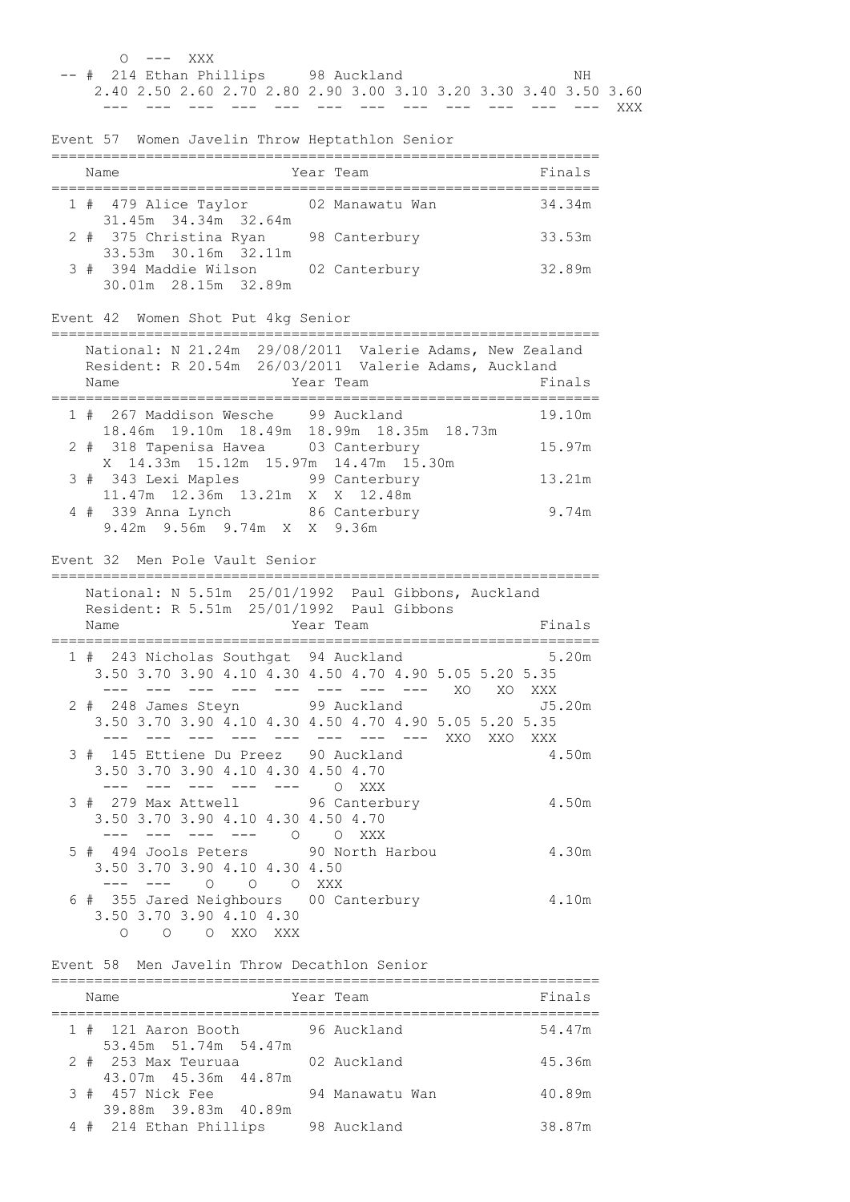```
       O  ---  XXX
 -- #  214 Ethan Phillips     98 Auckland                        NH
     2.40 2.50 2.60 2.70 2.80 2.90 3.00 3.10 3.20 3.30 3.40 3.50 3.60
     ---  ---  ---  ---  ---  ---  ---  ---  ---  ---  ---  ---  XXX
```

Event 57  Women Javelin Throw Heptathlon Senior

```
=================================================================
    Name                    Year Team                      Finals
=================================================================
  1 #  479 Alice Taylor       02 Manawatu Wan            34.34m
      31.45m  34.34m  32.64m
  2 #  375 Christina Ryan     98 Canterbury              33.53m
      33.53m  30.16m  32.11m
  3 #  394 Maddie Wilson      02 Canterbury              32.89m
      30.01m  28.15m  32.89m
```

Event 42  Women Shot Put 4kg Senior

```
=================================================================
    National: N 21.24m  29/08/2011  Valerie Adams, New Zealand
    Resident: R 20.54m  26/03/2011  Valerie Adams, Auckland
    Name                    Year Team                      Finals
=================================================================
  1 #  267 Maddison Wesche    99 Auckland                19.10m
      18.46m  19.10m  18.49m  18.99m  18.35m  18.73m
  2 #  318 Tapenisa Havea     03 Canterbury              15.97m
      X  14.33m  15.12m  15.97m  14.47m  15.30m
  3 #  343 Lexi Maples        99 Canterbury              13.21m
      11.47m  12.36m  13.21m  X  X  12.48m
  4 #  339 Anna Lynch         86 Canterbury               9.74m
      9.42m  9.56m  9.74m  X  X  9.36m
```

Event 32  Men Pole Vault Senior

```
=================================================================
    National: N 5.51m  25/01/1992  Paul Gibbons, Auckland
    Resident: R 5.51m  25/01/1992  Paul Gibbons
    Name                    Year Team                      Finals
=================================================================
  1 #  243 Nicholas Southgat  94 Auckland                 5.20m
     3.50 3.70 3.90 4.10 4.30 4.50 4.70 4.90 5.05 5.20 5.35
     ---  ---  ---  ---  ---  ---  ---  ---   XO   XO  XXX
  2 #  248 James Steyn        99 Auckland                J5.20m
     3.50 3.70 3.90 4.10 4.30 4.50 4.70 4.90 5.05 5.20 5.35
     ---  ---  ---  ---  ---  ---  ---  ---  XXO  XXO  XXX
  3 #  145 Ettiene Du Preez   90 Auckland                 4.50m
     3.50 3.70 3.90 4.10 4.30 4.50 4.70
     ---  ---  ---  ---  ---    O  XXX
  3 #  279 Max Attwell        96 Canterbury               4.50m
     3.50 3.70 3.90 4.10 4.30 4.50 4.70
     ---  ---  ---  ---    O    O  XXX
  5 #  494 Jools Peters       90 North Harbou             4.30m
     3.50 3.70 3.90 4.10 4.30 4.50
     ---  ---    O    O    O  XXX
  6 #  355 Jared Neighbours   00 Canterbury               4.10m
     3.50 3.70 3.90 4.10 4.30
       O    O    O  XXO  XXX
```

Event 58  Men Javelin Throw Decathlon Senior

```
=================================================================
    Name                    Year Team                      Finals
=================================================================
  1 #  121 Aaron Booth        96 Auckland                54.47m
      53.45m  51.74m  54.47m
  2 #  253 Max Teuruaa        02 Auckland                45.36m
      43.07m  45.36m  44.87m
  3 #  457 Nick Fee           94 Manawatu Wan            40.89m
      39.88m  39.83m  40.89m
  4 #  214 Ethan Phillips     98 Auckland                38.87m
```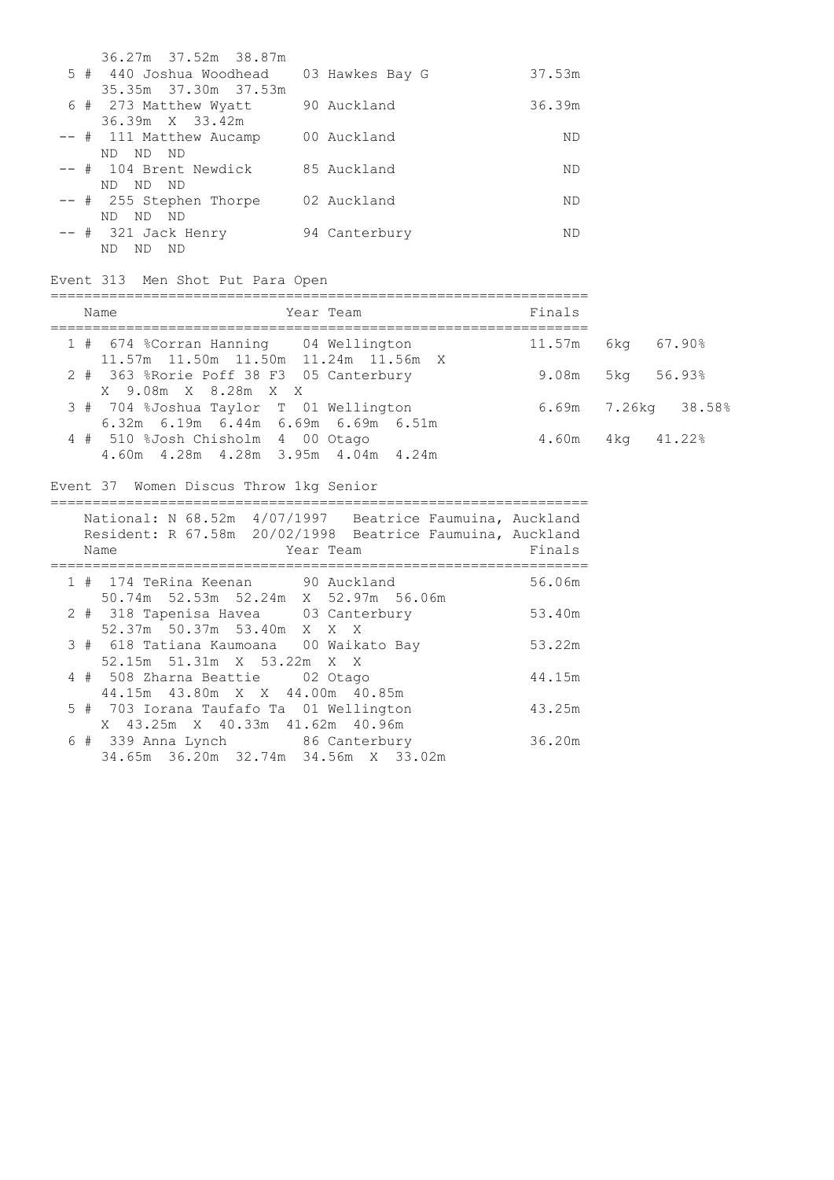```
     36.27m  37.52m  38.87m
  5 #  440 Joshua Woodhead    03 Hawkes Bay G           37.53m
     35.35m  37.30m  37.53m
  6 #  273 Matthew Wyatt      90 Auckland               36.39m
     36.39m  X  33.42m
 -- #  111 Matthew Aucamp     00 Auckland                   ND
     ND  ND  ND
 -- #  104 Brent Newdick      85 Auckland                   ND
     ND  ND  ND
 -- #  255 Stephen Thorpe     02 Auckland                   ND
     ND  ND  ND
 -- #  321 Jack Henry         94 Canterbury                 ND
     ND  ND  ND
```

Event 313  Men Shot Put Para Open

```
=================================================================
    Name                    Year Team                    Finals
=================================================================
  1 #  674 %Corran Hanning    04 Wellington           11.57m   6kg   67.90%
     11.57m  11.50m  11.50m  11.24m  11.56m  X
  2 #  363 %Rorie Poff 38 F3  05 Canterbury            9.08m   5kg   56.93%
     X  9.08m  X  8.28m  X  X
  3 #  704 %Joshua Taylor  T  01 Wellington            6.69m   7.26kg   38.58%
     6.32m  6.19m  6.44m  6.69m  6.69m  6.51m
  4 #  510 %Josh Chisholm  4  00 Otago                 4.60m   4kg   41.22%
     4.60m  4.28m  4.28m  3.95m  4.04m  4.24m
```

Event 37  Women Discus Throw 1kg Senior

```
=================================================================
    National: N 68.52m  4/07/1997   Beatrice Faumuina, Auckland
    Resident: R 67.58m  20/02/1998  Beatrice Faumuina, Auckland
    Name                    Year Team                    Finals
=================================================================
  1 #  174 TeRina Keenan      90 Auckland               56.06m
     50.74m  52.53m  52.24m  X  52.97m  56.06m
  2 #  318 Tapenisa Havea     03 Canterbury             53.40m
     52.37m  50.37m  53.40m  X  X  X
  3 #  618 Tatiana Kaumoana   00 Waikato Bay            53.22m
     52.15m  51.31m  X  53.22m  X  X
  4 #  508 Zharna Beattie     02 Otago                  44.15m
     44.15m  43.80m  X  X  44.00m  40.85m
  5 #  703 Iorana Taufafo Ta  01 Wellington             43.25m
     X  43.25m  X  40.33m  41.62m  40.96m
  6 #  339 Anna Lynch         86 Canterbury             36.20m
     34.65m  36.20m  32.74m  34.56m  X  33.02m
```